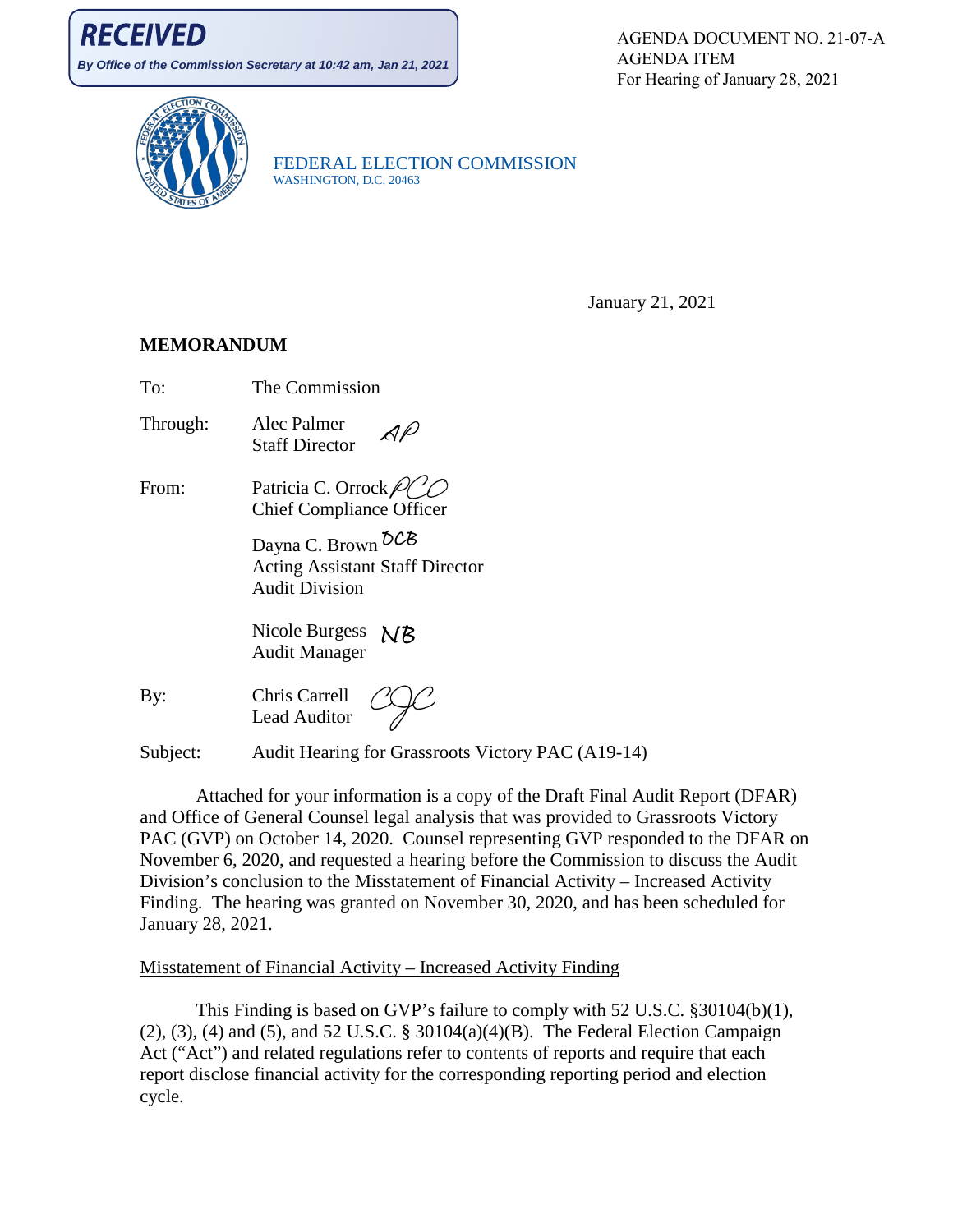**RECEIVED**

*By Office of the Commission Secretary at 10:42 am, Jan 21, 2021*

AGENDA DOCUMENT NO. 21-07-A
AGENDA ITEM
For Hearing of January 28, 2021

FEDERAL ELECTION COMMISSION
WASHINGTON, D.C. 20463

January 21, 2021

**MEMORANDUM**

To: The Commission

Through: Alec Palmer
Staff Director

From: Patricia C. Orrock
Chief Compliance Officer

Dayna C. Brown
Acting Assistant Staff Director
Audit Division

Nicole Burgess
Audit Manager

By: Chris Carrell
Lead Auditor

Subject: Audit Hearing for Grassroots Victory PAC (A19-14)

Attached for your information is a copy of the Draft Final Audit Report (DFAR) and Office of General Counsel legal analysis that was provided to Grassroots Victory PAC (GVP) on October 14, 2020. Counsel representing GVP responded to the DFAR on November 6, 2020, and requested a hearing before the Commission to discuss the Audit Division's conclusion to the Misstatement of Financial Activity – Increased Activity Finding. The hearing was granted on November 30, 2020, and has been scheduled for January 28, 2021.

Misstatement of Financial Activity – Increased Activity Finding

This Finding is based on GVP's failure to comply with 52 U.S.C. §30104(b)(1), (2), (3), (4) and (5), and 52 U.S.C. § 30104(a)(4)(B). The Federal Election Campaign Act ("Act") and related regulations refer to contents of reports and require that each report disclose financial activity for the corresponding reporting period and election cycle.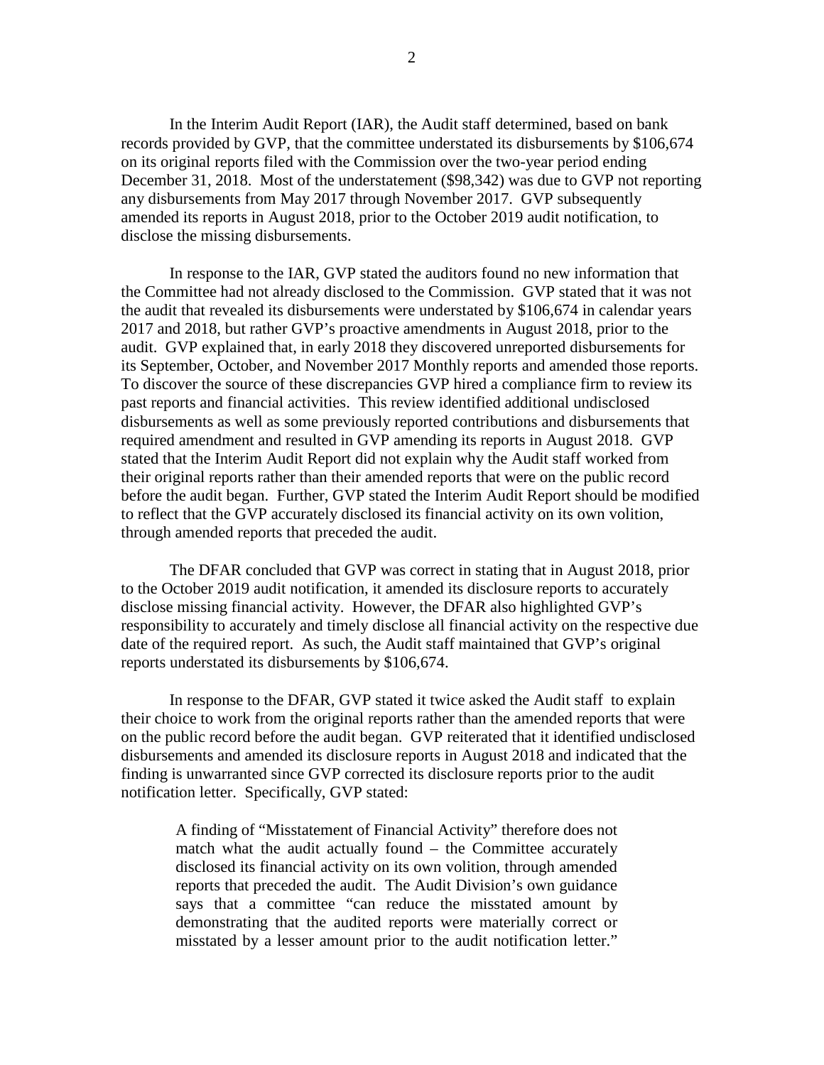In the Interim Audit Report (IAR), the Audit staff determined, based on bank records provided by GVP, that the committee understated its disbursements by $106,674 on its original reports filed with the Commission over the two-year period ending December 31, 2018. Most of the understatement ($98,342) was due to GVP not reporting any disbursements from May 2017 through November 2017. GVP subsequently amended its reports in August 2018, prior to the October 2019 audit notification, to disclose the missing disbursements.

In response to the IAR, GVP stated the auditors found no new information that the Committee had not already disclosed to the Commission. GVP stated that it was not the audit that revealed its disbursements were understated by $106,674 in calendar years 2017 and 2018, but rather GVP's proactive amendments in August 2018, prior to the audit. GVP explained that, in early 2018 they discovered unreported disbursements for its September, October, and November 2017 Monthly reports and amended those reports. To discover the source of these discrepancies GVP hired a compliance firm to review its past reports and financial activities. This review identified additional undisclosed disbursements as well as some previously reported contributions and disbursements that required amendment and resulted in GVP amending its reports in August 2018. GVP stated that the Interim Audit Report did not explain why the Audit staff worked from their original reports rather than their amended reports that were on the public record before the audit began. Further, GVP stated the Interim Audit Report should be modified to reflect that the GVP accurately disclosed its financial activity on its own volition, through amended reports that preceded the audit.

The DFAR concluded that GVP was correct in stating that in August 2018, prior to the October 2019 audit notification, it amended its disclosure reports to accurately disclose missing financial activity. However, the DFAR also highlighted GVP's responsibility to accurately and timely disclose all financial activity on the respective due date of the required report. As such, the Audit staff maintained that GVP's original reports understated its disbursements by $106,674.

In response to the DFAR, GVP stated it twice asked the Audit staff to explain their choice to work from the original reports rather than the amended reports that were on the public record before the audit began. GVP reiterated that it identified undisclosed disbursements and amended its disclosure reports in August 2018 and indicated that the finding is unwarranted since GVP corrected its disclosure reports prior to the audit notification letter. Specifically, GVP stated:

> A finding of "Misstatement of Financial Activity" therefore does not match what the audit actually found – the Committee accurately disclosed its financial activity on its own volition, through amended reports that preceded the audit. The Audit Division's own guidance says that a committee "can reduce the misstated amount by demonstrating that the audited reports were materially correct or misstated by a lesser amount prior to the audit notification letter."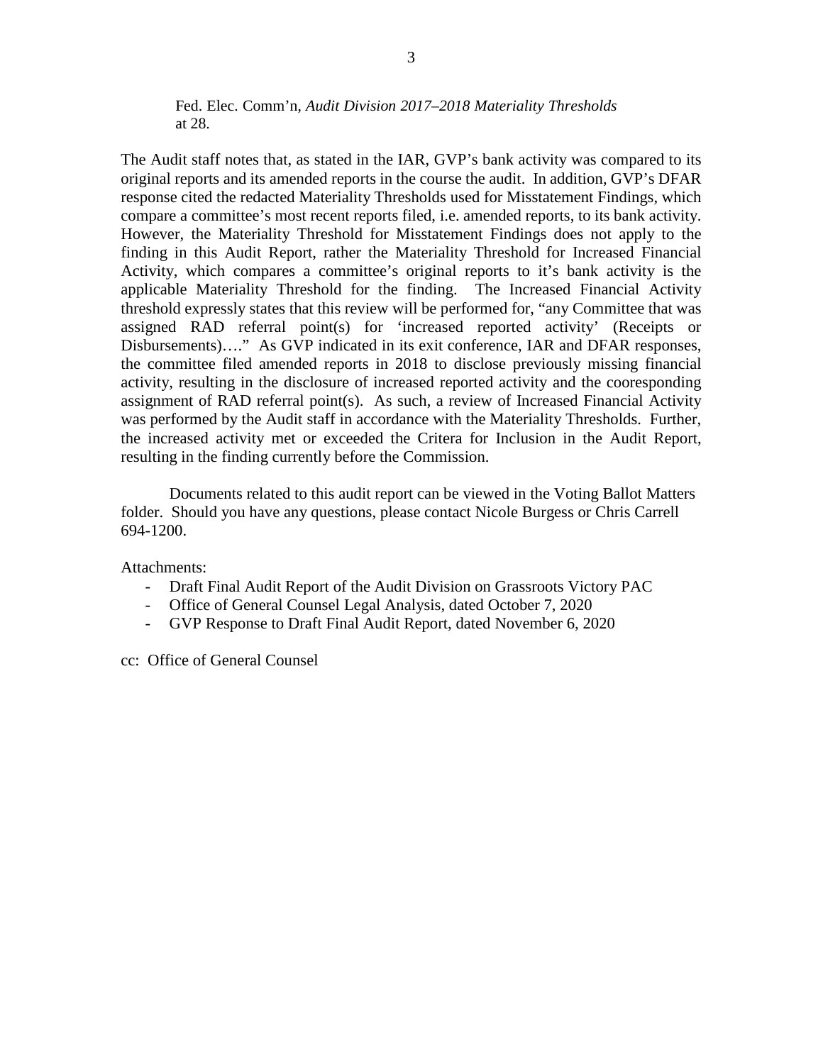> Fed. Elec. Comm'n, *Audit Division 2017–2018 Materiality Thresholds* at 28.

The Audit staff notes that, as stated in the IAR, GVP's bank activity was compared to its original reports and its amended reports in the course the audit. In addition, GVP's DFAR response cited the redacted Materiality Thresholds used for Misstatement Findings, which compare a committee's most recent reports filed, i.e. amended reports, to its bank activity. However, the Materiality Threshold for Misstatement Findings does not apply to the finding in this Audit Report, rather the Materiality Threshold for Increased Financial Activity, which compares a committee's original reports to it's bank activity is the applicable Materiality Threshold for the finding. The Increased Financial Activity threshold expressly states that this review will be performed for, "any Committee that was assigned RAD referral point(s) for 'increased reported activity' (Receipts or Disbursements)…." As GVP indicated in its exit conference, IAR and DFAR responses, the committee filed amended reports in 2018 to disclose previously missing financial activity, resulting in the disclosure of increased reported activity and the cooresponding assignment of RAD referral point(s). As such, a review of Increased Financial Activity was performed by the Audit staff in accordance with the Materiality Thresholds. Further, the increased activity met or exceeded the Critera for Inclusion in the Audit Report, resulting in the finding currently before the Commission.

Documents related to this audit report can be viewed in the Voting Ballot Matters folder. Should you have any questions, please contact Nicole Burgess or Chris Carrell 694-1200.

Attachments:

- Draft Final Audit Report of the Audit Division on Grassroots Victory PAC
- Office of General Counsel Legal Analysis, dated October 7, 2020
- GVP Response to Draft Final Audit Report, dated November 6, 2020

cc: Office of General Counsel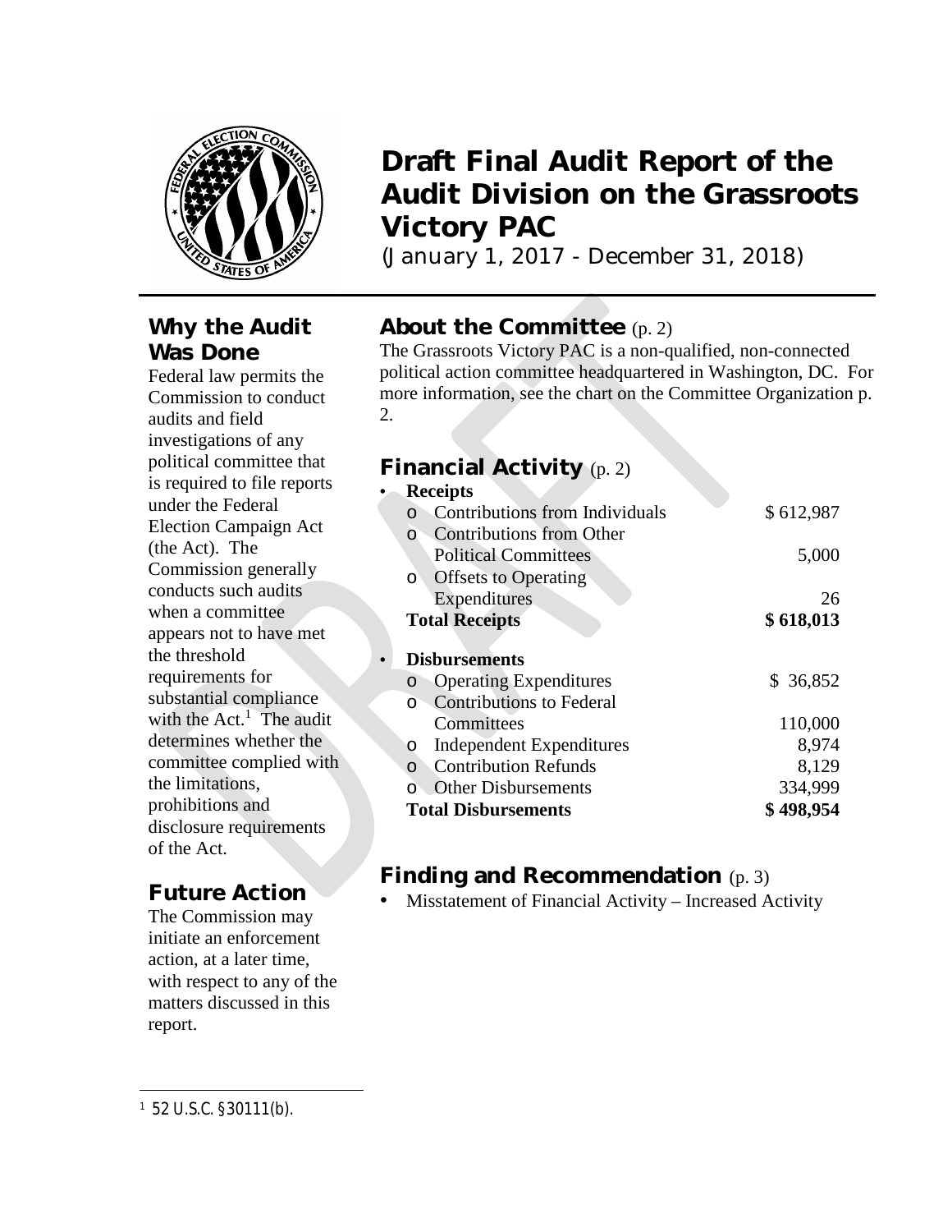# Draft Final Audit Report of the Audit Division on the Grassroots Victory PAC

(January 1, 2017 - December 31, 2018)

## Why the Audit Was Done

Federal law permits the Commission to conduct audits and field investigations of any political committee that is required to file reports under the Federal Election Campaign Act (the Act). The Commission generally conducts such audits when a committee appears not to have met the threshold requirements for substantial compliance with the Act.[1] The audit determines whether the committee complied with the limitations, prohibitions and disclosure requirements of the Act.

## Future Action

The Commission may initiate an enforcement action, at a later time, with respect to any of the matters discussed in this report.

## About the Committee (p. 2)

The Grassroots Victory PAC is a non-qualified, non-connected political action committee headquartered in Washington, DC. For more information, see the chart on the Committee Organization p. 2.

## Financial Activity (p. 2)

- **Receipts**
  - Contributions from Individuals — $ 612,987
  - Contributions from Other Political Committees — 5,000
  - Offsets to Operating Expenditures — 26

  **Total Receipts — $ 618,013**

- **Disbursements**
  - Operating Expenditures — $ 36,852
  - Contributions to Federal Committees — 110,000
  - Independent Expenditures — 8,974
  - Contribution Refunds — 8,129
  - Other Disbursements — 334,999

  **Total Disbursements — $ 498,954**

## Finding and Recommendation (p. 3)

- Misstatement of Financial Activity – Increased Activity

[1] 52 U.S.C. §30111(b).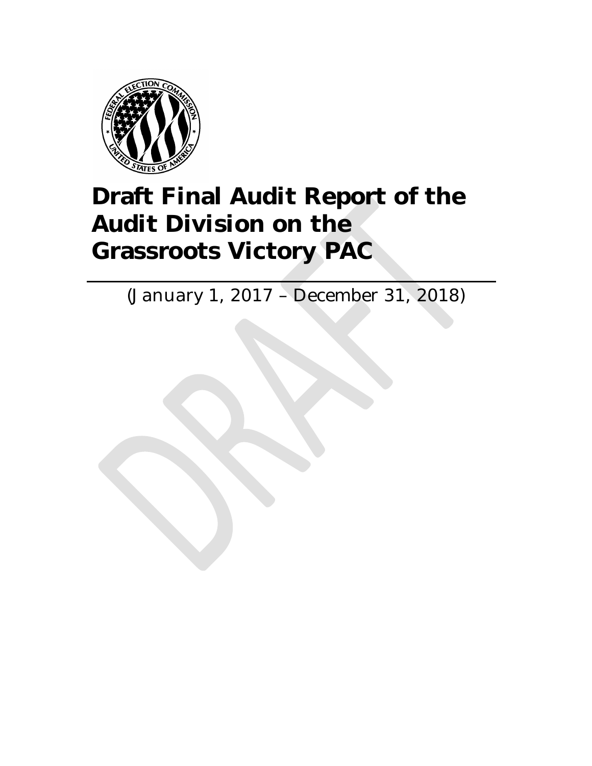# Draft Final Audit Report of the Audit Division on the Grassroots Victory PAC

(January 1, 2017 – December 31, 2018)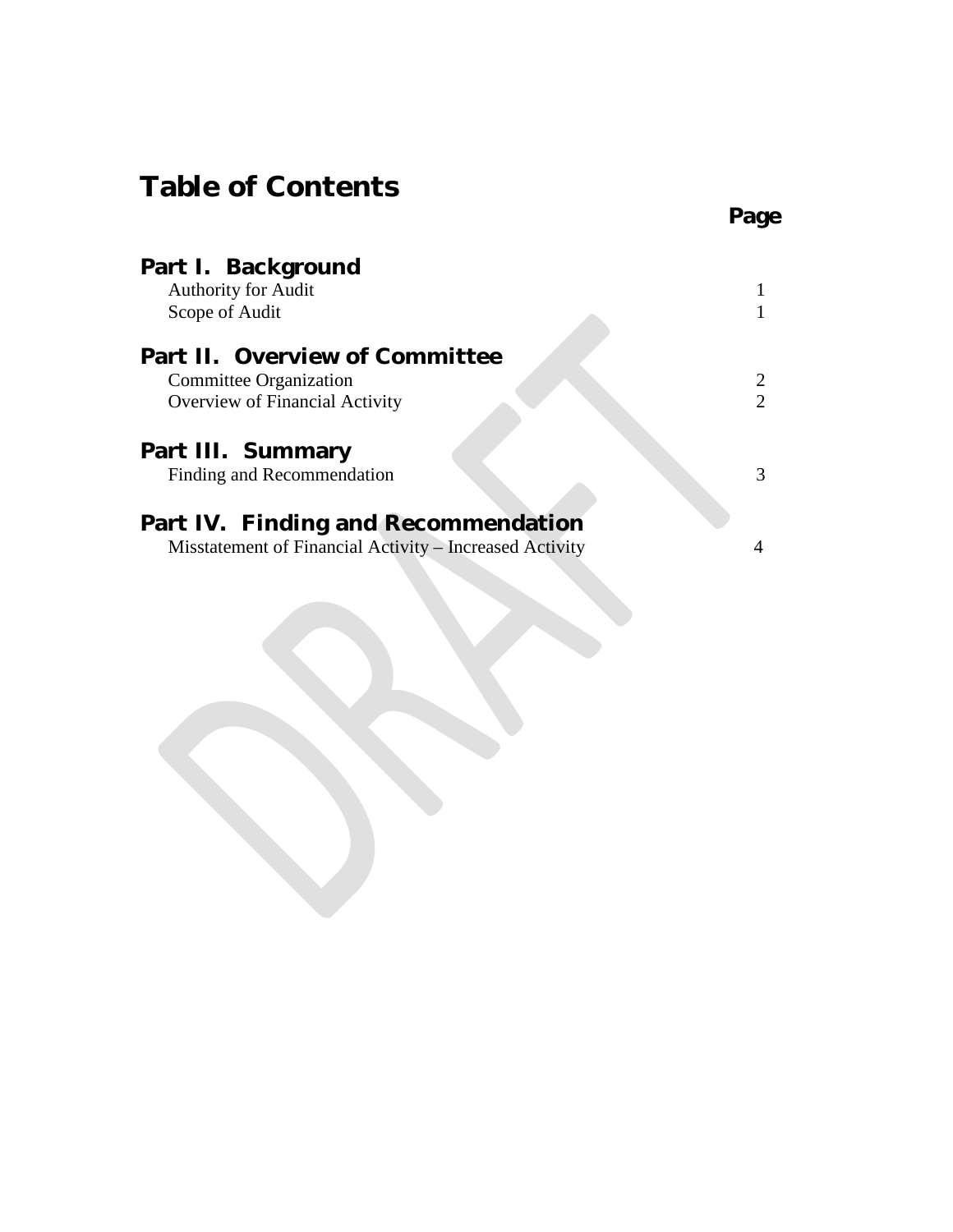# Table of Contents

| | Page |
|---|---|
| **Part I. Background** | |
| Authority for Audit | 1 |
| Scope of Audit | 1 |
| **Part II. Overview of Committee** | |
| Committee Organization | 2 |
| Overview of Financial Activity | 2 |
| **Part III. Summary** | |
| Finding and Recommendation | 3 |
| **Part IV. Finding and Recommendation** | |
| Misstatement of Financial Activity – Increased Activity | 4 |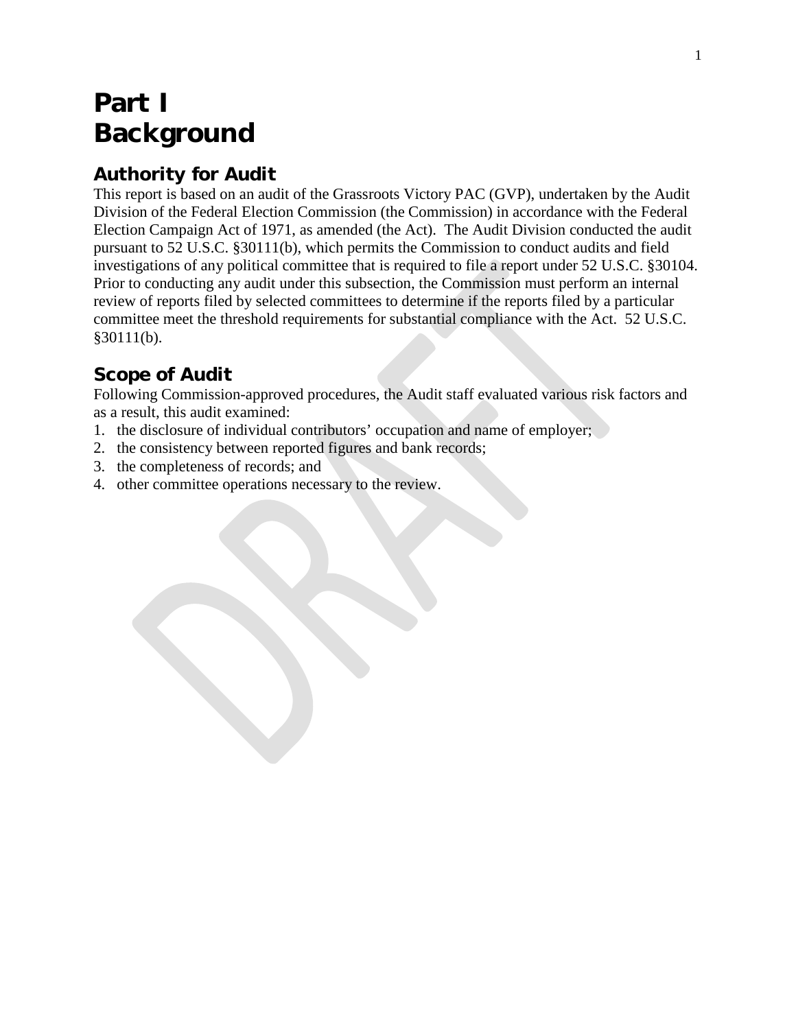# Part I
# Background

## Authority for Audit

This report is based on an audit of the Grassroots Victory PAC (GVP), undertaken by the Audit Division of the Federal Election Commission (the Commission) in accordance with the Federal Election Campaign Act of 1971, as amended (the Act). The Audit Division conducted the audit pursuant to 52 U.S.C. §30111(b), which permits the Commission to conduct audits and field investigations of any political committee that is required to file a report under 52 U.S.C. §30104. Prior to conducting any audit under this subsection, the Commission must perform an internal review of reports filed by selected committees to determine if the reports filed by a particular committee meet the threshold requirements for substantial compliance with the Act. 52 U.S.C. §30111(b).

## Scope of Audit

Following Commission-approved procedures, the Audit staff evaluated various risk factors and as a result, this audit examined:

1. the disclosure of individual contributors' occupation and name of employer;
2. the consistency between reported figures and bank records;
3. the completeness of records; and
4. other committee operations necessary to the review.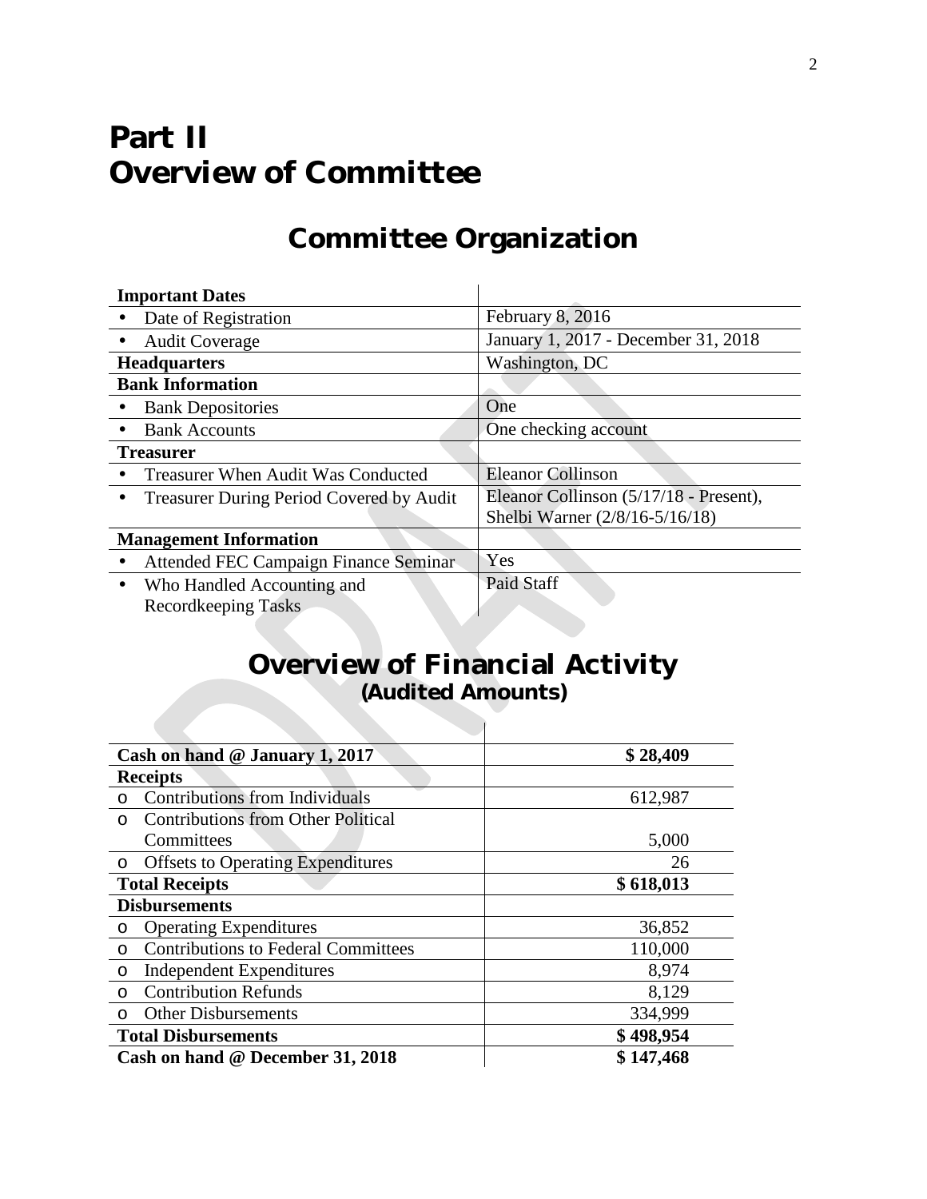# Part II
# Overview of Committee

## Committee Organization

| **Important Dates** | |
|---|---|
| • Date of Registration | February 8, 2016 |
| • Audit Coverage | January 1, 2017 - December 31, 2018 |
| **Headquarters** | Washington, DC |
| **Bank Information** | |
| • Bank Depositories | One |
| • Bank Accounts | One checking account |
| **Treasurer** | |
| • Treasurer When Audit Was Conducted | Eleanor Collinson |
| • Treasurer During Period Covered by Audit | Eleanor Collinson (5/17/18 - Present), Shelbi Warner (2/8/16-5/16/18) |
| **Management Information** | |
| • Attended FEC Campaign Finance Seminar | Yes |
| • Who Handled Accounting and Recordkeeping Tasks | Paid Staff |

## Overview of Financial Activity
### (Audited Amounts)

| **Cash on hand @ January 1, 2017** | **$ 28,409** |
|---|---|
| **Receipts** | |
| o Contributions from Individuals | 612,987 |
| o Contributions from Other Political Committees | 5,000 |
| o Offsets to Operating Expenditures | 26 |
| **Total Receipts** | **$ 618,013** |
| **Disbursements** | |
| o Operating Expenditures | 36,852 |
| o Contributions to Federal Committees | 110,000 |
| o Independent Expenditures | 8,974 |
| o Contribution Refunds | 8,129 |
| o Other Disbursements | 334,999 |
| **Total Disbursements** | **$ 498,954** |
| **Cash on hand @ December 31, 2018** | **$ 147,468** |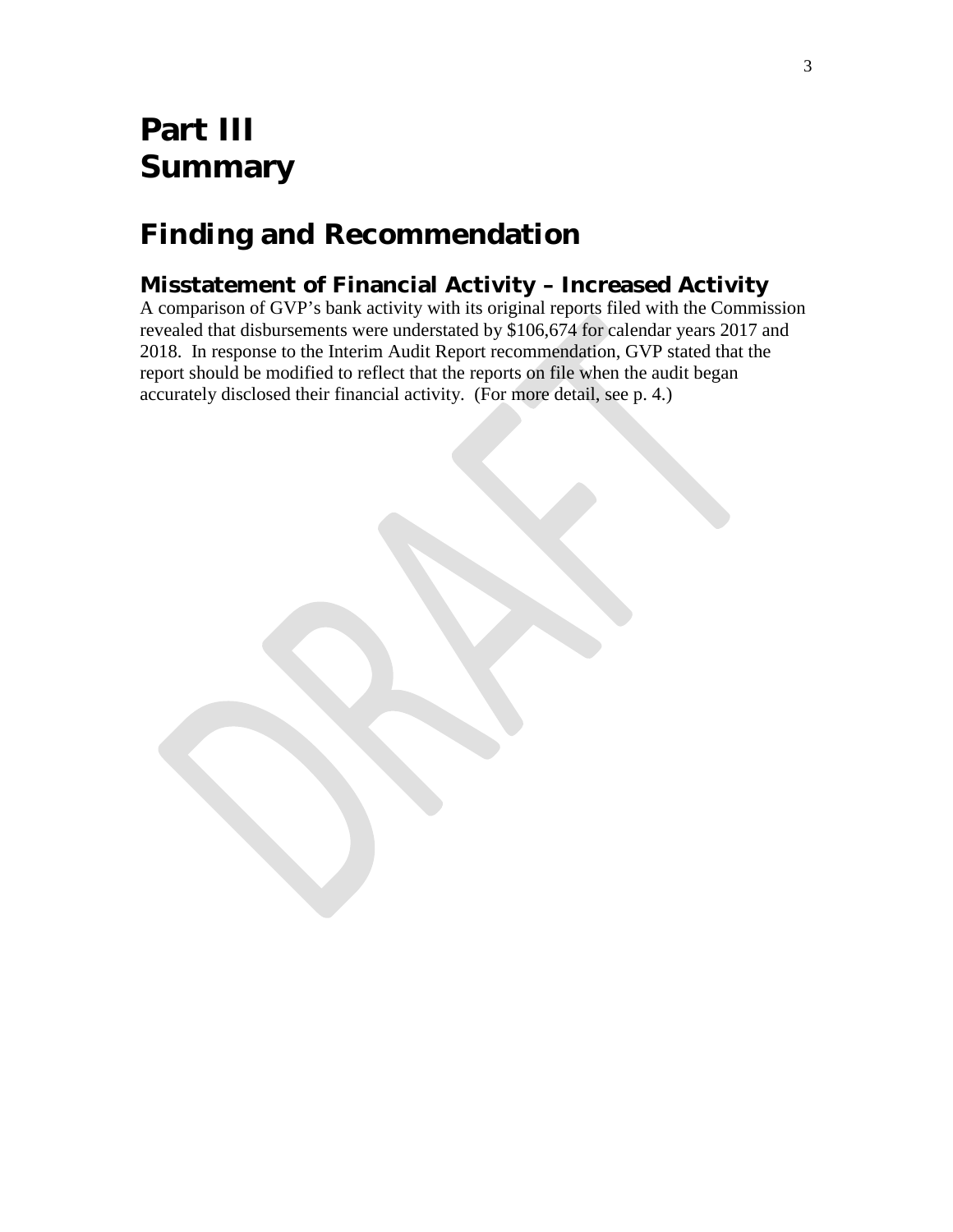# Part III
# Summary

## Finding and Recommendation

### Misstatement of Financial Activity – Increased Activity

A comparison of GVP's bank activity with its original reports filed with the Commission revealed that disbursements were understated by $106,674 for calendar years 2017 and 2018. In response to the Interim Audit Report recommendation, GVP stated that the report should be modified to reflect that the reports on file when the audit began accurately disclosed their financial activity. (For more detail, see p. 4.)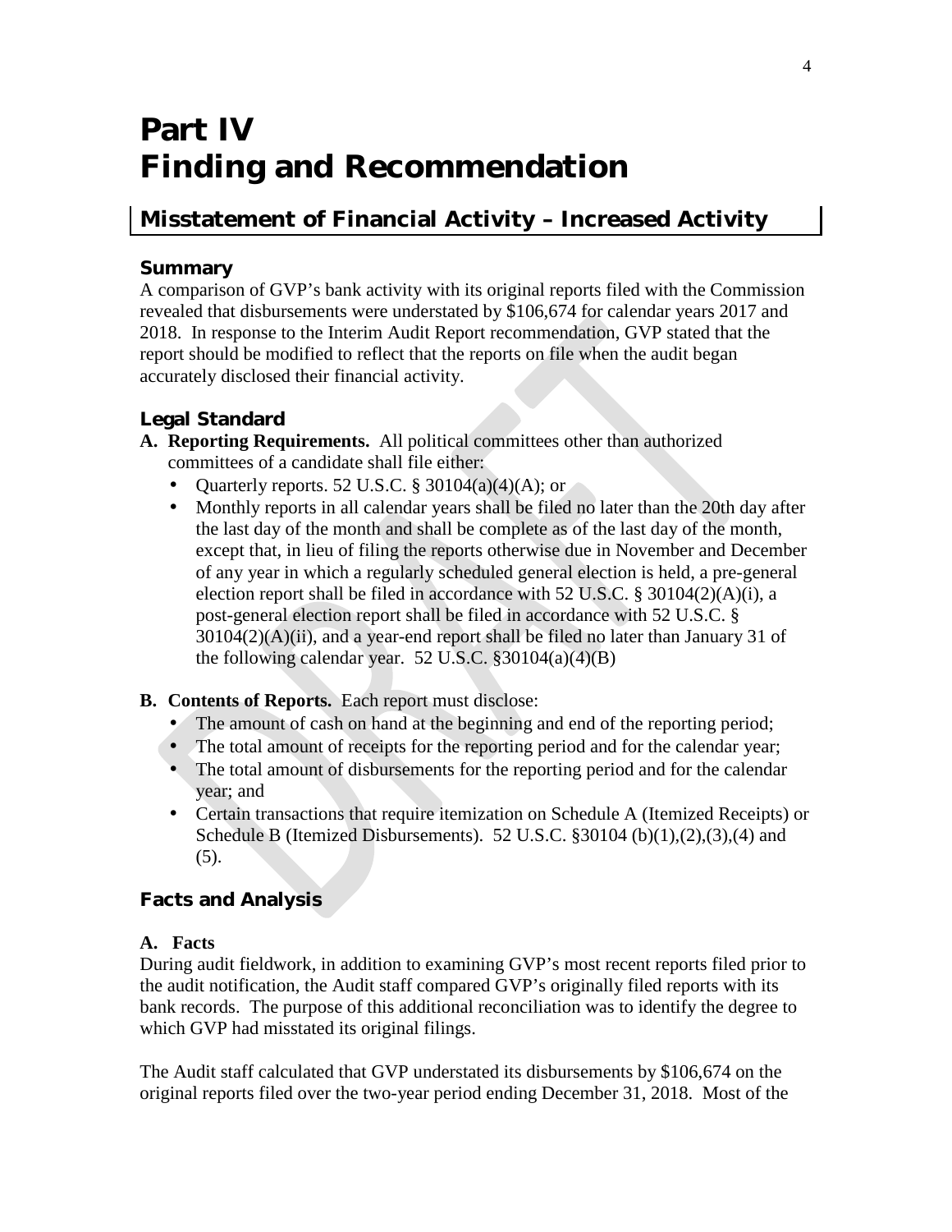# Part IV
# Finding and Recommendation

## Misstatement of Financial Activity – Increased Activity

### Summary

A comparison of GVP's bank activity with its original reports filed with the Commission revealed that disbursements were understated by $106,674 for calendar years 2017 and 2018. In response to the Interim Audit Report recommendation, GVP stated that the report should be modified to reflect that the reports on file when the audit began accurately disclosed their financial activity.

### Legal Standard

**A. Reporting Requirements.** All political committees other than authorized committees of a candidate shall file either:

- Quarterly reports. 52 U.S.C. § 30104(a)(4)(A); or
- Monthly reports in all calendar years shall be filed no later than the 20th day after the last day of the month and shall be complete as of the last day of the month, except that, in lieu of filing the reports otherwise due in November and December of any year in which a regularly scheduled general election is held, a pre-general election report shall be filed in accordance with 52 U.S.C. § 30104(2)(A)(i), a post-general election report shall be filed in accordance with 52 U.S.C. § 30104(2)(A)(ii), and a year-end report shall be filed no later than January 31 of the following calendar year. 52 U.S.C. §30104(a)(4)(B)

**B. Contents of Reports.** Each report must disclose:

- The amount of cash on hand at the beginning and end of the reporting period;
- The total amount of receipts for the reporting period and for the calendar year;
- The total amount of disbursements for the reporting period and for the calendar year; and
- Certain transactions that require itemization on Schedule A (Itemized Receipts) or Schedule B (Itemized Disbursements). 52 U.S.C. §30104 (b)(1),(2),(3),(4) and (5).

### Facts and Analysis

**A. Facts**

During audit fieldwork, in addition to examining GVP's most recent reports filed prior to the audit notification, the Audit staff compared GVP's originally filed reports with its bank records. The purpose of this additional reconciliation was to identify the degree to which GVP had misstated its original filings.

The Audit staff calculated that GVP understated its disbursements by $106,674 on the original reports filed over the two-year period ending December 31, 2018. Most of the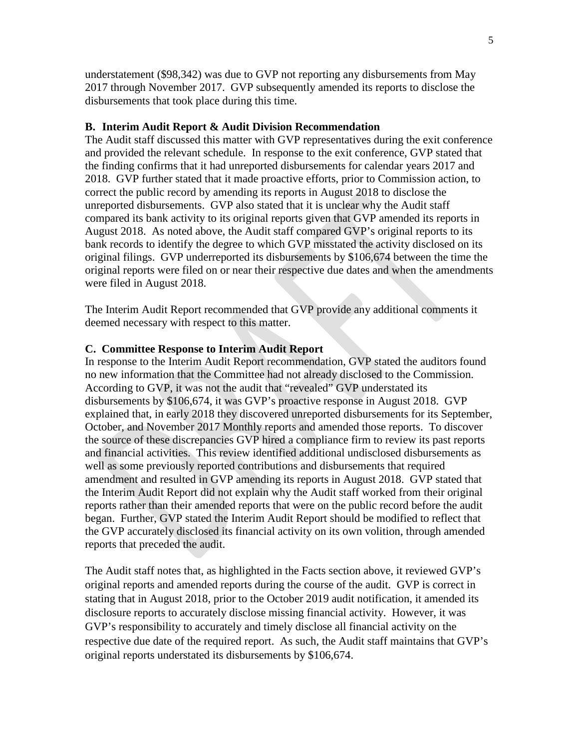understatement ($98,342) was due to GVP not reporting any disbursements from May 2017 through November 2017. GVP subsequently amended its reports to disclose the disbursements that took place during this time.

### B. Interim Audit Report & Audit Division Recommendation

The Audit staff discussed this matter with GVP representatives during the exit conference and provided the relevant schedule. In response to the exit conference, GVP stated that the finding confirms that it had unreported disbursements for calendar years 2017 and 2018. GVP further stated that it made proactive efforts, prior to Commission action, to correct the public record by amending its reports in August 2018 to disclose the unreported disbursements. GVP also stated that it is unclear why the Audit staff compared its bank activity to its original reports given that GVP amended its reports in August 2018. As noted above, the Audit staff compared GVP's original reports to its bank records to identify the degree to which GVP misstated the activity disclosed on its original filings. GVP underreported its disbursements by $106,674 between the time the original reports were filed on or near their respective due dates and when the amendments were filed in August 2018.

The Interim Audit Report recommended that GVP provide any additional comments it deemed necessary with respect to this matter.

### C. Committee Response to Interim Audit Report

In response to the Interim Audit Report recommendation, GVP stated the auditors found no new information that the Committee had not already disclosed to the Commission. According to GVP, it was not the audit that "revealed" GVP understated its disbursements by $106,674, it was GVP's proactive response in August 2018. GVP explained that, in early 2018 they discovered unreported disbursements for its September, October, and November 2017 Monthly reports and amended those reports. To discover the source of these discrepancies GVP hired a compliance firm to review its past reports and financial activities. This review identified additional undisclosed disbursements as well as some previously reported contributions and disbursements that required amendment and resulted in GVP amending its reports in August 2018. GVP stated that the Interim Audit Report did not explain why the Audit staff worked from their original reports rather than their amended reports that were on the public record before the audit began. Further, GVP stated the Interim Audit Report should be modified to reflect that the GVP accurately disclosed its financial activity on its own volition, through amended reports that preceded the audit.

The Audit staff notes that, as highlighted in the Facts section above, it reviewed GVP's original reports and amended reports during the course of the audit. GVP is correct in stating that in August 2018, prior to the October 2019 audit notification, it amended its disclosure reports to accurately disclose missing financial activity. However, it was GVP's responsibility to accurately and timely disclose all financial activity on the respective due date of the required report. As such, the Audit staff maintains that GVP's original reports understated its disbursements by $106,674.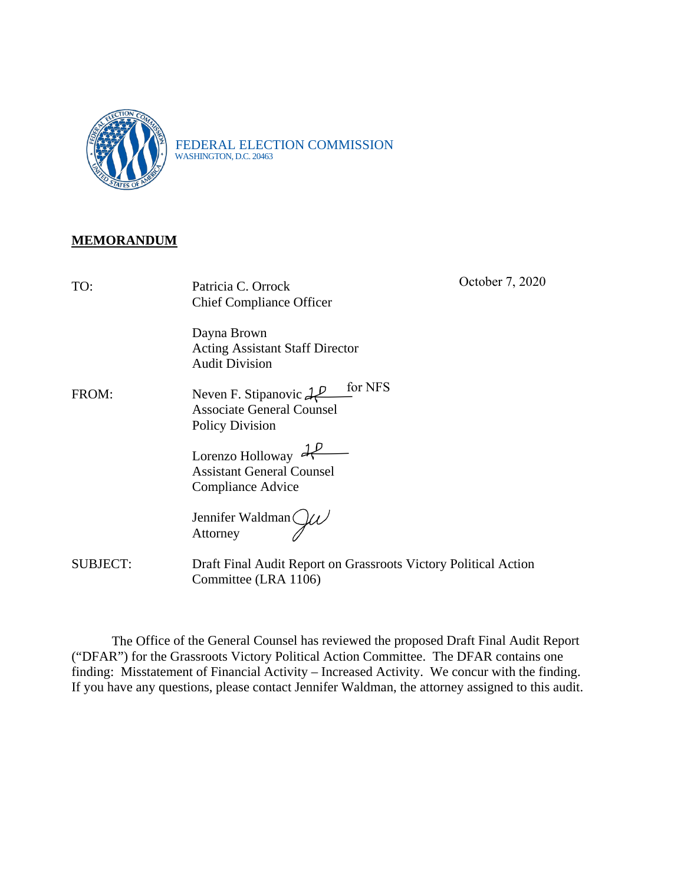FEDERAL ELECTION COMMISSION
WASHINGTON, D.C. 20463

**MEMORANDUM**

TO: Patricia C. Orrock
Chief Compliance Officer

Dayna Brown
Acting Assistant Staff Director
Audit Division

October 7, 2020

FROM: Neven F. Stipanovic for NFS
Associate General Counsel
Policy Division

Lorenzo Holloway
Assistant General Counsel
Compliance Advice

Jennifer Waldman
Attorney

SUBJECT: Draft Final Audit Report on Grassroots Victory Political Action Committee (LRA 1106)

The Office of the General Counsel has reviewed the proposed Draft Final Audit Report ("DFAR") for the Grassroots Victory Political Action Committee. The DFAR contains one finding: Misstatement of Financial Activity – Increased Activity. We concur with the finding. If you have any questions, please contact Jennifer Waldman, the attorney assigned to this audit.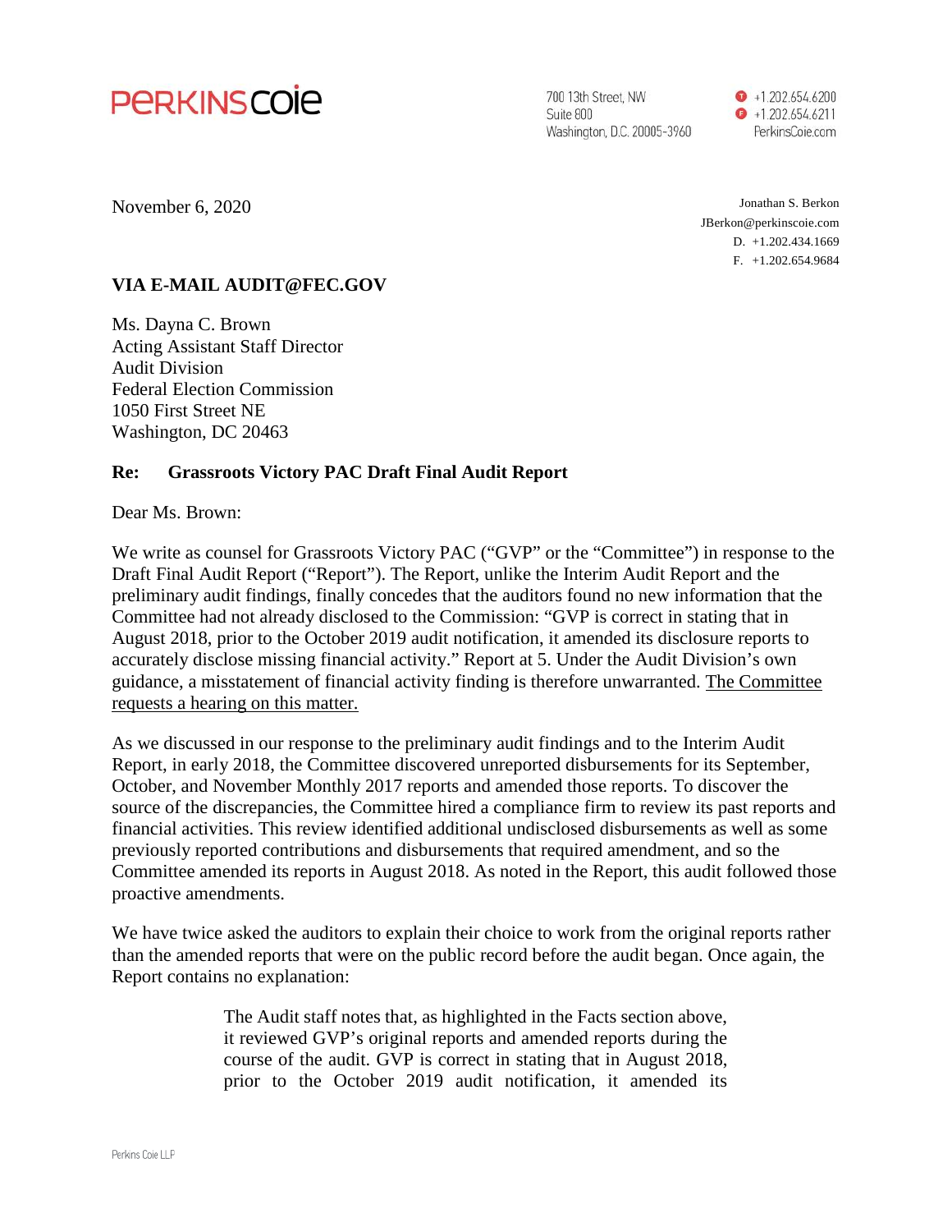PERKINS COIE

700 13th Street, NW
Suite 800
Washington, D.C. 20005-3960

+1.202.654.6200
+1.202.654.6211
PerkinsCoie.com

November 6, 2020

Jonathan S. Berkon
JBerkon@perkinscoie.com
D. +1.202.434.1669
F. +1.202.654.9684

**VIA E-MAIL AUDIT@FEC.GOV**

Ms. Dayna C. Brown
Acting Assistant Staff Director
Audit Division
Federal Election Commission
1050 First Street NE
Washington, DC 20463

**Re: Grassroots Victory PAC Draft Final Audit Report**

Dear Ms. Brown:

We write as counsel for Grassroots Victory PAC ("GVP" or the "Committee") in response to the Draft Final Audit Report ("Report"). The Report, unlike the Interim Audit Report and the preliminary audit findings, finally concedes that the auditors found no new information that the Committee had not already disclosed to the Commission: "GVP is correct in stating that in August 2018, prior to the October 2019 audit notification, it amended its disclosure reports to accurately disclose missing financial activity." Report at 5. Under the Audit Division's own guidance, a misstatement of financial activity finding is therefore unwarranted. <u>The Committee requests a hearing on this matter.</u>

As we discussed in our response to the preliminary audit findings and to the Interim Audit Report, in early 2018, the Committee discovered unreported disbursements for its September, October, and November Monthly 2017 reports and amended those reports. To discover the source of the discrepancies, the Committee hired a compliance firm to review its past reports and financial activities. This review identified additional undisclosed disbursements as well as some previously reported contributions and disbursements that required amendment, and so the Committee amended its reports in August 2018. As noted in the Report, this audit followed those proactive amendments.

We have twice asked the auditors to explain their choice to work from the original reports rather than the amended reports that were on the public record before the audit began. Once again, the Report contains no explanation:

> The Audit staff notes that, as highlighted in the Facts section above, it reviewed GVP's original reports and amended reports during the course of the audit. GVP is correct in stating that in August 2018, prior to the October 2019 audit notification, it amended its

Perkins Coie LLP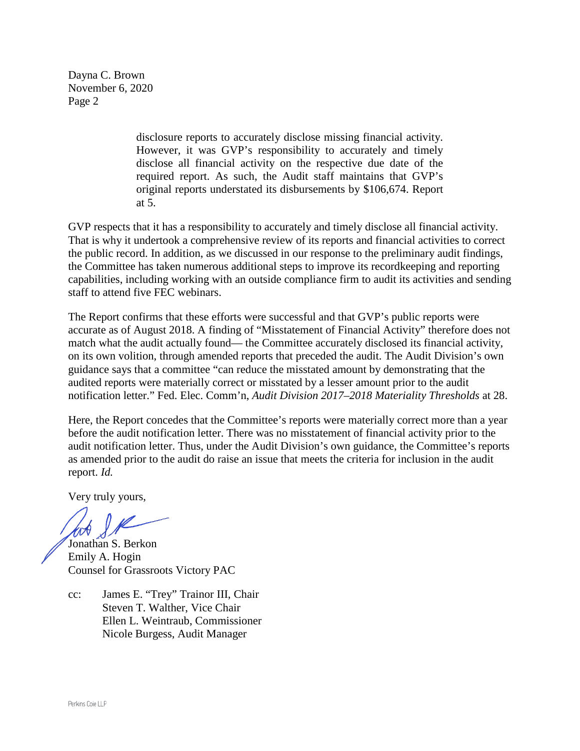Dayna C. Brown
November 6, 2020
Page 2

> disclosure reports to accurately disclose missing financial activity. However, it was GVP's responsibility to accurately and timely disclose all financial activity on the respective due date of the required report. As such, the Audit staff maintains that GVP's original reports understated its disbursements by $106,674. Report at 5.

GVP respects that it has a responsibility to accurately and timely disclose all financial activity. That is why it undertook a comprehensive review of its reports and financial activities to correct the public record. In addition, as we discussed in our response to the preliminary audit findings, the Committee has taken numerous additional steps to improve its recordkeeping and reporting capabilities, including working with an outside compliance firm to audit its activities and sending staff to attend five FEC webinars.

The Report confirms that these efforts were successful and that GVP's public reports were accurate as of August 2018. A finding of "Misstatement of Financial Activity" therefore does not match what the audit actually found— the Committee accurately disclosed its financial activity, on its own volition, through amended reports that preceded the audit. The Audit Division's own guidance says that a committee "can reduce the misstated amount by demonstrating that the audited reports were materially correct or misstated by a lesser amount prior to the audit notification letter." Fed. Elec. Comm'n, *Audit Division 2017–2018 Materiality Thresholds* at 28.

Here, the Report concedes that the Committee's reports were materially correct more than a year before the audit notification letter. There was no misstatement of financial activity prior to the audit notification letter. Thus, under the Audit Division's own guidance, the Committee's reports as amended prior to the audit do raise an issue that meets the criteria for inclusion in the audit report. *Id.*

Very truly yours,

Jonathan S. Berkon
Emily A. Hogin
Counsel for Grassroots Victory PAC

cc: James E. "Trey" Trainor III, Chair
Steven T. Walther, Vice Chair
Ellen L. Weintraub, Commissioner
Nicole Burgess, Audit Manager